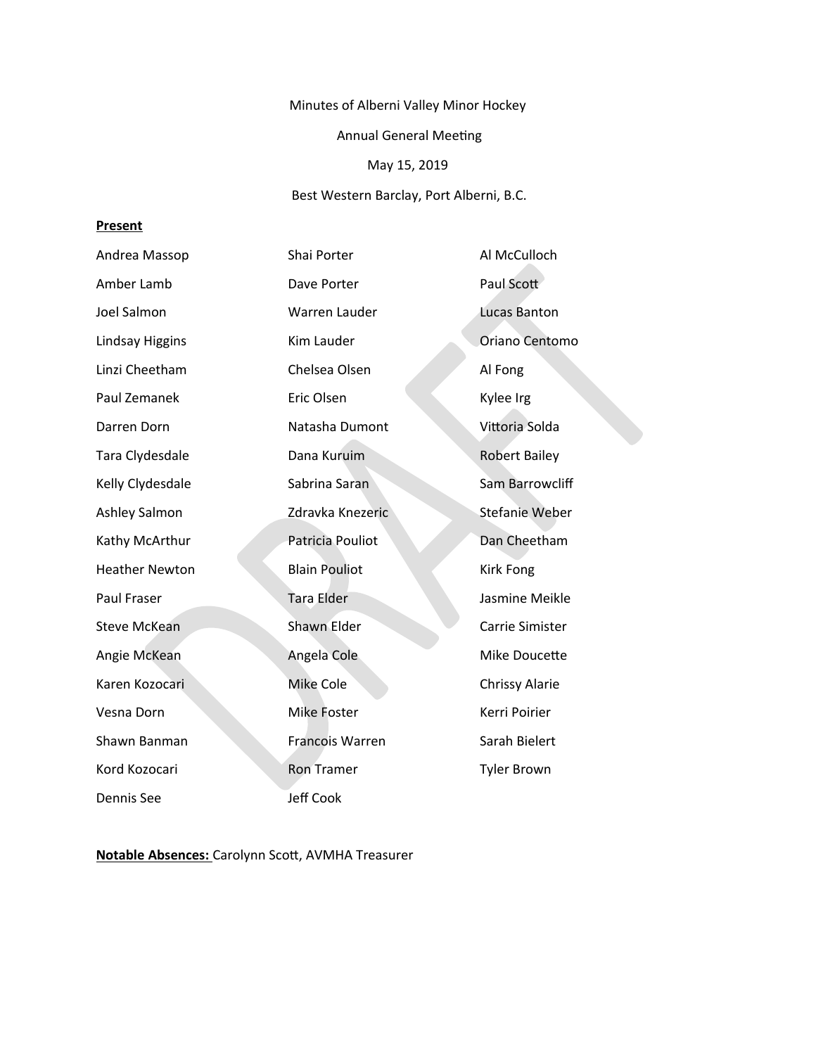Minutes of Alberni Valley Minor Hockey

Annual General Meeting

May 15, 2019

Best Western Barclay, Port Alberni, B.C.

**Present**

| | | |
|---|---|---|
| Andrea Massop | Shai Porter | Al McCulloch |
| Amber Lamb | Dave Porter | Paul Scott |
| Joel Salmon | Warren Lauder | Lucas Banton |
| Lindsay Higgins | Kim Lauder | Oriano Centomo |
| Linzi Cheetham | Chelsea Olsen | Al Fong |
| Paul Zemanek | Eric Olsen | Kylee Irg |
| Darren Dorn | Natasha Dumont | Vittoria Solda |
| Tara Clydesdale | Dana Kuruim | Robert Bailey |
| Kelly Clydesdale | Sabrina Saran | Sam Barrowcliff |
| Ashley Salmon | Zdravka Knezeric | Stefanie Weber |
| Kathy McArthur | Patricia Pouliot | Dan Cheetham |
| Heather Newton | Blain Pouliot | Kirk Fong |
| Paul Fraser | Tara Elder | Jasmine Meikle |
| Steve McKean | Shawn Elder | Carrie Simister |
| Angie McKean | Angela Cole | Mike Doucette |
| Karen Kozocari | Mike Cole | Chrissy Alarie |
| Vesna Dorn | Mike Foster | Kerri Poirier |
| Shawn Banman | Francois Warren | Sarah Bielert |
| Kord Kozocari | Ron Tramer | Tyler Brown |
| Dennis See | Jeff Cook | |

**Notable Absences:** Carolynn Scott, AVMHA Treasurer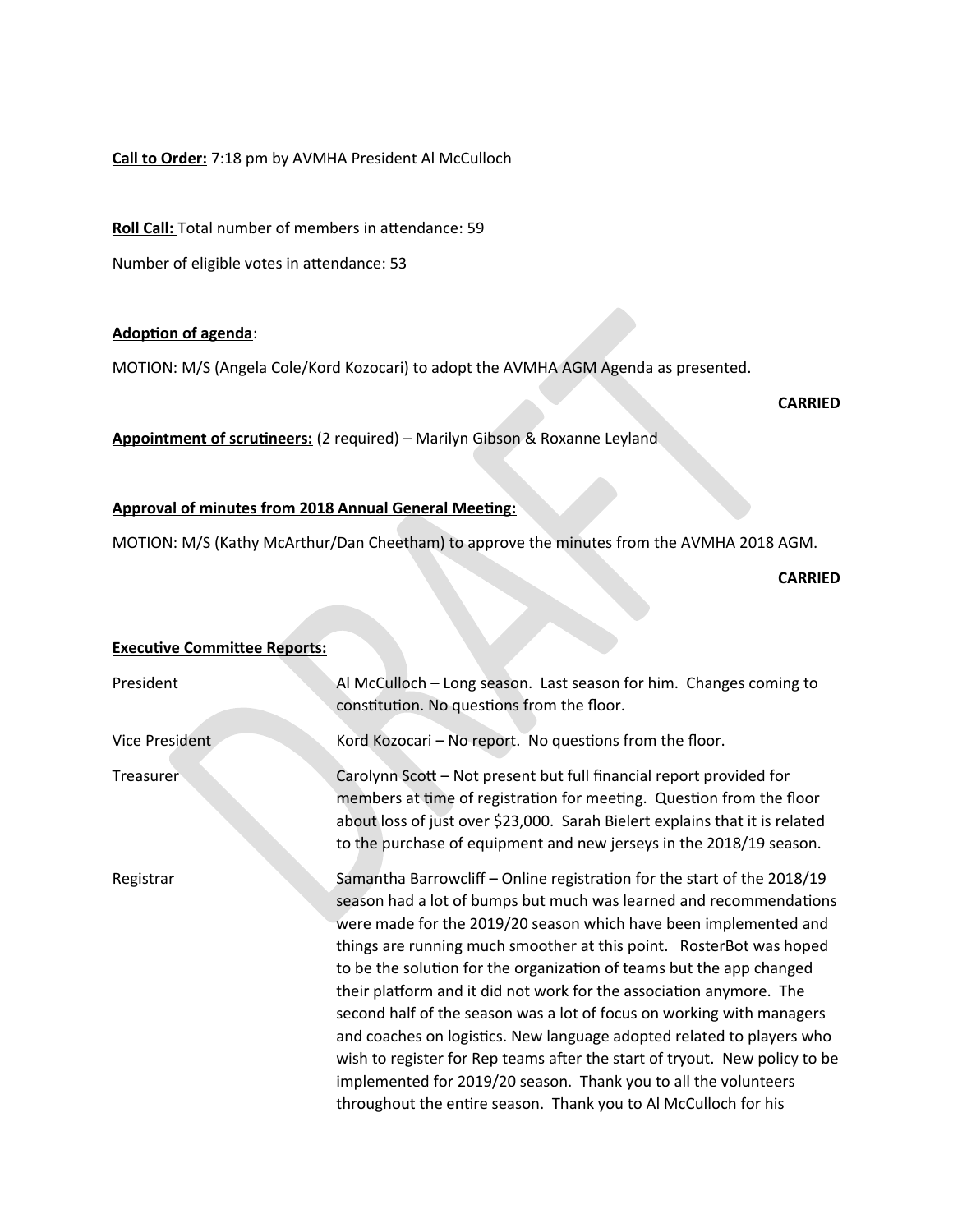**Call to Order:** 7:18 pm by AVMHA President Al McCulloch

**Roll Call:** Total number of members in attendance: 59

Number of eligible votes in attendance: 53

**Adoption of agenda**:

MOTION: M/S (Angela Cole/Kord Kozocari) to adopt the AVMHA AGM Agenda as presented.

**CARRIED**

**Appointment of scrutineers:** (2 required) – Marilyn Gibson & Roxanne Leyland

**Approval of minutes from 2018 Annual General Meeting:**

MOTION: M/S (Kathy McArthur/Dan Cheetham) to approve the minutes from the AVMHA 2018 AGM.

**CARRIED**

**Executive Committee Reports:**

| | |
|---|---|
| President | Al McCulloch – Long season. Last season for him. Changes coming to constitution. No questions from the floor. |
| Vice President | Kord Kozocari – No report. No questions from the floor. |
| Treasurer | Carolynn Scott – Not present but full financial report provided for members at time of registration for meeting. Question from the floor about loss of just over $23,000. Sarah Bielert explains that it is related to the purchase of equipment and new jerseys in the 2018/19 season. |
| Registrar | Samantha Barrowcliff – Online registration for the start of the 2018/19 season had a lot of bumps but much was learned and recommendations were made for the 2019/20 season which have been implemented and things are running much smoother at this point. RosterBot was hoped to be the solution for the organization of teams but the app changed their platform and it did not work for the association anymore. The second half of the season was a lot of focus on working with managers and coaches on logistics. New language adopted related to players who wish to register for Rep teams after the start of tryout. New policy to be implemented for 2019/20 season. Thank you to all the volunteers throughout the entire season. Thank you to Al McCulloch for his |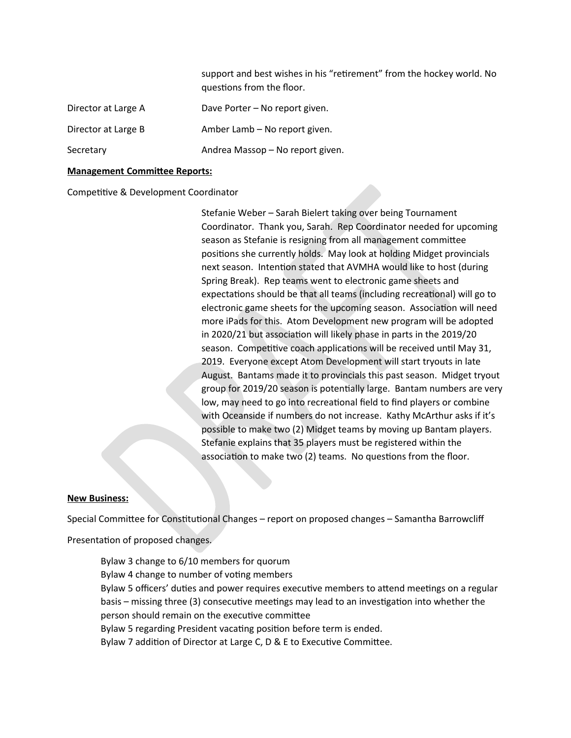support and best wishes in his "retirement" from the hockey world. No questions from the floor.

Director at Large A — Dave Porter – No report given.

Director at Large B — Amber Lamb – No report given.

Secretary — Andrea Massop – No report given.

**Management Committee Reports:**

Competitive & Development Coordinator

Stefanie Weber – Sarah Bielert taking over being Tournament Coordinator. Thank you, Sarah. Rep Coordinator needed for upcoming season as Stefanie is resigning from all management committee positions she currently holds. May look at holding Midget provincials next season. Intention stated that AVMHA would like to host (during Spring Break). Rep teams went to electronic game sheets and expectations should be that all teams (including recreational) will go to electronic game sheets for the upcoming season. Association will need more iPads for this. Atom Development new program will be adopted in 2020/21 but association will likely phase in parts in the 2019/20 season. Competitive coach applications will be received until May 31, 2019. Everyone except Atom Development will start tryouts in late August. Bantams made it to provincials this past season. Midget tryout group for 2019/20 season is potentially large. Bantam numbers are very low, may need to go into recreational field to find players or combine with Oceanside if numbers do not increase. Kathy McArthur asks if it's possible to make two (2) Midget teams by moving up Bantam players. Stefanie explains that 35 players must be registered within the association to make two (2) teams. No questions from the floor.

**New Business:**

Special Committee for Constitutional Changes – report on proposed changes – Samantha Barrowcliff

Presentation of proposed changes.

Bylaw 3 change to 6/10 members for quorum
Bylaw 4 change to number of voting members
Bylaw 5 officers' duties and power requires executive members to attend meetings on a regular basis – missing three (3) consecutive meetings may lead to an investigation into whether the person should remain on the executive committee
Bylaw 5 regarding President vacating position before term is ended.
Bylaw 7 addition of Director at Large C, D & E to Executive Committee.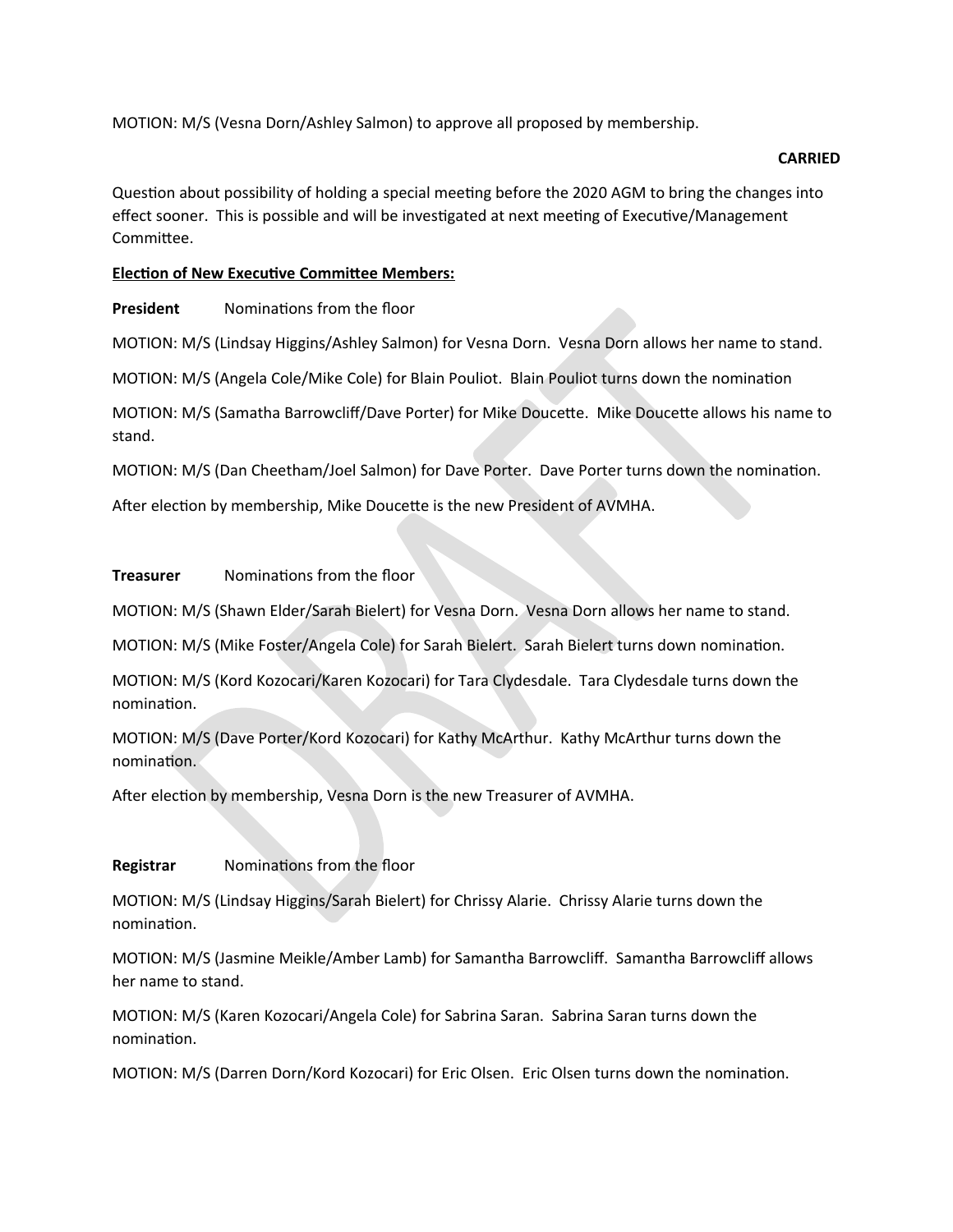MOTION: M/S (Vesna Dorn/Ashley Salmon) to approve all proposed by membership.

**CARRIED**

Question about possibility of holding a special meeting before the 2020 AGM to bring the changes into effect sooner. This is possible and will be investigated at next meeting of Executive/Management Committee.

**Election of New Executive Committee Members:**

**President** Nominations from the floor

MOTION: M/S (Lindsay Higgins/Ashley Salmon) for Vesna Dorn. Vesna Dorn allows her name to stand.

MOTION: M/S (Angela Cole/Mike Cole) for Blain Pouliot. Blain Pouliot turns down the nomination

MOTION: M/S (Samatha Barrowcliff/Dave Porter) for Mike Doucette. Mike Doucette allows his name to stand.

MOTION: M/S (Dan Cheetham/Joel Salmon) for Dave Porter. Dave Porter turns down the nomination.

After election by membership, Mike Doucette is the new President of AVMHA.

**Treasurer** Nominations from the floor

MOTION: M/S (Shawn Elder/Sarah Bielert) for Vesna Dorn. Vesna Dorn allows her name to stand.

MOTION: M/S (Mike Foster/Angela Cole) for Sarah Bielert. Sarah Bielert turns down nomination.

MOTION: M/S (Kord Kozocari/Karen Kozocari) for Tara Clydesdale. Tara Clydesdale turns down the nomination.

MOTION: M/S (Dave Porter/Kord Kozocari) for Kathy McArthur. Kathy McArthur turns down the nomination.

After election by membership, Vesna Dorn is the new Treasurer of AVMHA.

**Registrar** Nominations from the floor

MOTION: M/S (Lindsay Higgins/Sarah Bielert) for Chrissy Alarie. Chrissy Alarie turns down the nomination.

MOTION: M/S (Jasmine Meikle/Amber Lamb) for Samantha Barrowcliff. Samantha Barrowcliff allows her name to stand.

MOTION: M/S (Karen Kozocari/Angela Cole) for Sabrina Saran. Sabrina Saran turns down the nomination.

MOTION: M/S (Darren Dorn/Kord Kozocari) for Eric Olsen. Eric Olsen turns down the nomination.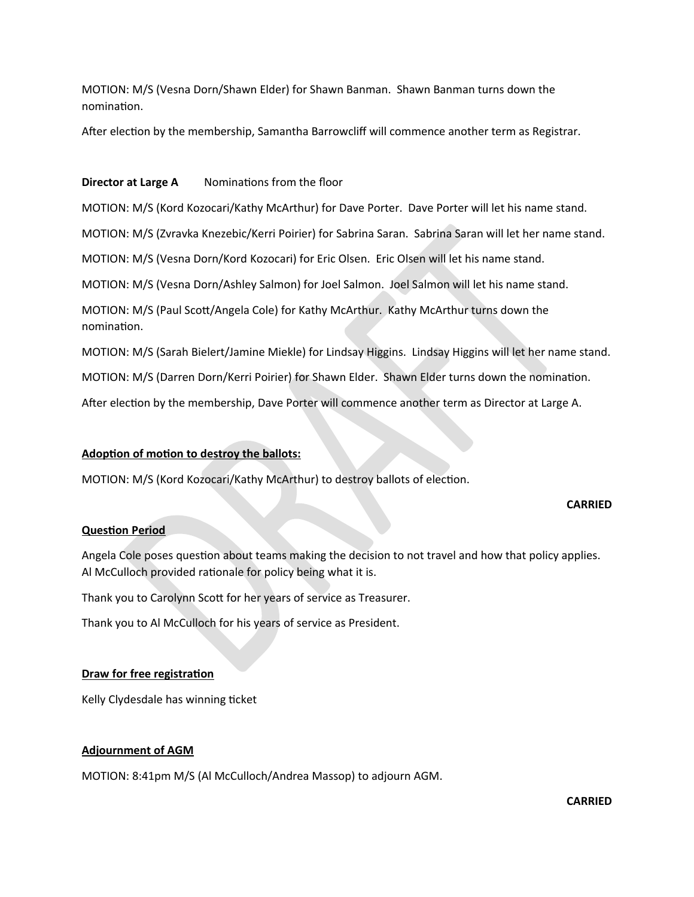MOTION: M/S (Vesna Dorn/Shawn Elder) for Shawn Banman. Shawn Banman turns down the nomination.

After election by the membership, Samantha Barrowcliff will commence another term as Registrar.

**Director at Large A** Nominations from the floor

MOTION: M/S (Kord Kozocari/Kathy McArthur) for Dave Porter. Dave Porter will let his name stand.

MOTION: M/S (Zvravka Knezebic/Kerri Poirier) for Sabrina Saran. Sabrina Saran will let her name stand.

MOTION: M/S (Vesna Dorn/Kord Kozocari) for Eric Olsen. Eric Olsen will let his name stand.

MOTION: M/S (Vesna Dorn/Ashley Salmon) for Joel Salmon. Joel Salmon will let his name stand.

MOTION: M/S (Paul Scott/Angela Cole) for Kathy McArthur. Kathy McArthur turns down the nomination.

MOTION: M/S (Sarah Bielert/Jamine Miekle) for Lindsay Higgins. Lindsay Higgins will let her name stand.

MOTION: M/S (Darren Dorn/Kerri Poirier) for Shawn Elder. Shawn Elder turns down the nomination.

After election by the membership, Dave Porter will commence another term as Director at Large A.

**Adoption of motion to destroy the ballots:**

MOTION: M/S (Kord Kozocari/Kathy McArthur) to destroy ballots of election.

**CARRIED**

**Question Period**

Angela Cole poses question about teams making the decision to not travel and how that policy applies. Al McCulloch provided rationale for policy being what it is.

Thank you to Carolynn Scott for her years of service as Treasurer.

Thank you to Al McCulloch for his years of service as President.

**Draw for free registration**

Kelly Clydesdale has winning ticket

**Adjournment of AGM**

MOTION: 8:41pm M/S (Al McCulloch/Andrea Massop) to adjourn AGM.

**CARRIED**